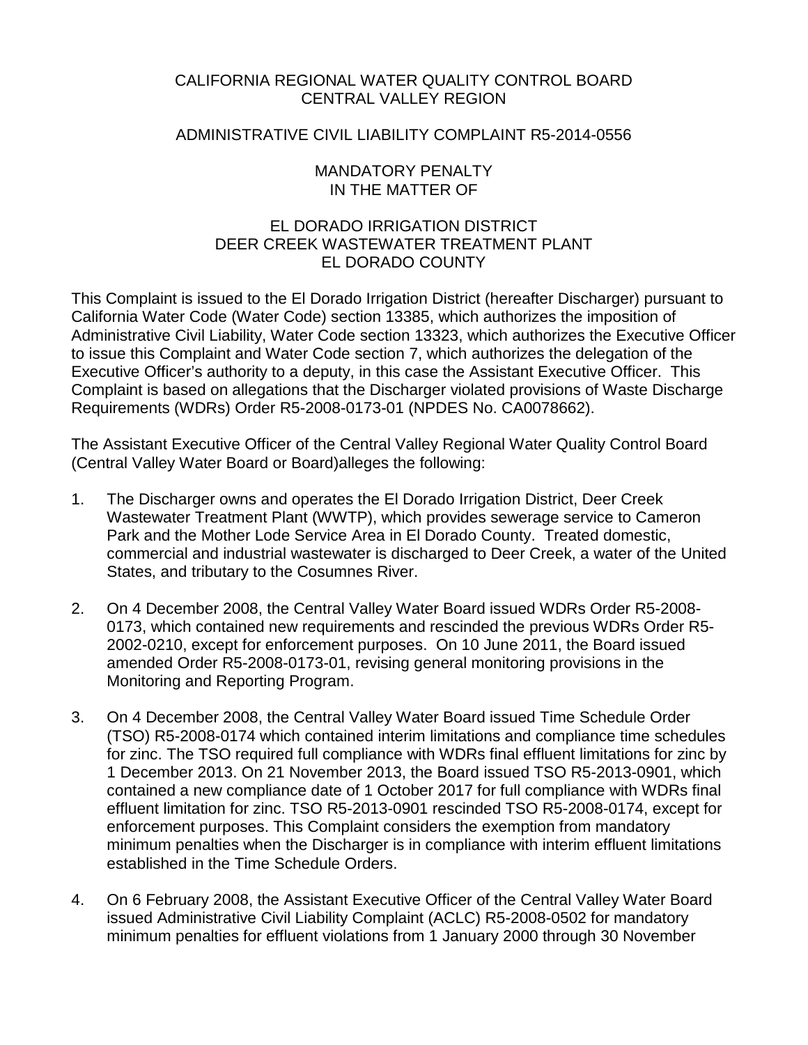# CALIFORNIA REGIONAL WATER QUALITY CONTROL BOARD
# CENTRAL VALLEY REGION

## ADMINISTRATIVE CIVIL LIABILITY COMPLAINT R5-2014-0556

### MANDATORY PENALTY
### IN THE MATTER OF

### EL DORADO IRRIGATION DISTRICT
### DEER CREEK WASTEWATER TREATMENT PLANT
### EL DORADO COUNTY

This Complaint is issued to the El Dorado Irrigation District (hereafter Discharger) pursuant to California Water Code (Water Code) section 13385, which authorizes the imposition of Administrative Civil Liability, Water Code section 13323, which authorizes the Executive Officer to issue this Complaint and Water Code section 7, which authorizes the delegation of the Executive Officer's authority to a deputy, in this case the Assistant Executive Officer. This Complaint is based on allegations that the Discharger violated provisions of Waste Discharge Requirements (WDRs) Order R5-2008-0173-01 (NPDES No. CA0078662).

The Assistant Executive Officer of the Central Valley Regional Water Quality Control Board (Central Valley Water Board or Board)alleges the following:

1. The Discharger owns and operates the El Dorado Irrigation District, Deer Creek Wastewater Treatment Plant (WWTP), which provides sewerage service to Cameron Park and the Mother Lode Service Area in El Dorado County. Treated domestic, commercial and industrial wastewater is discharged to Deer Creek, a water of the United States, and tributary to the Cosumnes River.

2. On 4 December 2008, the Central Valley Water Board issued WDRs Order R5-2008-0173, which contained new requirements and rescinded the previous WDRs Order R5-2002-0210, except for enforcement purposes. On 10 June 2011, the Board issued amended Order R5-2008-0173-01, revising general monitoring provisions in the Monitoring and Reporting Program.

3. On 4 December 2008, the Central Valley Water Board issued Time Schedule Order (TSO) R5-2008-0174 which contained interim limitations and compliance time schedules for zinc. The TSO required full compliance with WDRs final effluent limitations for zinc by 1 December 2013. On 21 November 2013, the Board issued TSO R5-2013-0901, which contained a new compliance date of 1 October 2017 for full compliance with WDRs final effluent limitation for zinc. TSO R5-2013-0901 rescinded TSO R5-2008-0174, except for enforcement purposes. This Complaint considers the exemption from mandatory minimum penalties when the Discharger is in compliance with interim effluent limitations established in the Time Schedule Orders.

4. On 6 February 2008, the Assistant Executive Officer of the Central Valley Water Board issued Administrative Civil Liability Complaint (ACLC) R5-2008-0502 for mandatory minimum penalties for effluent violations from 1 January 2000 through 30 November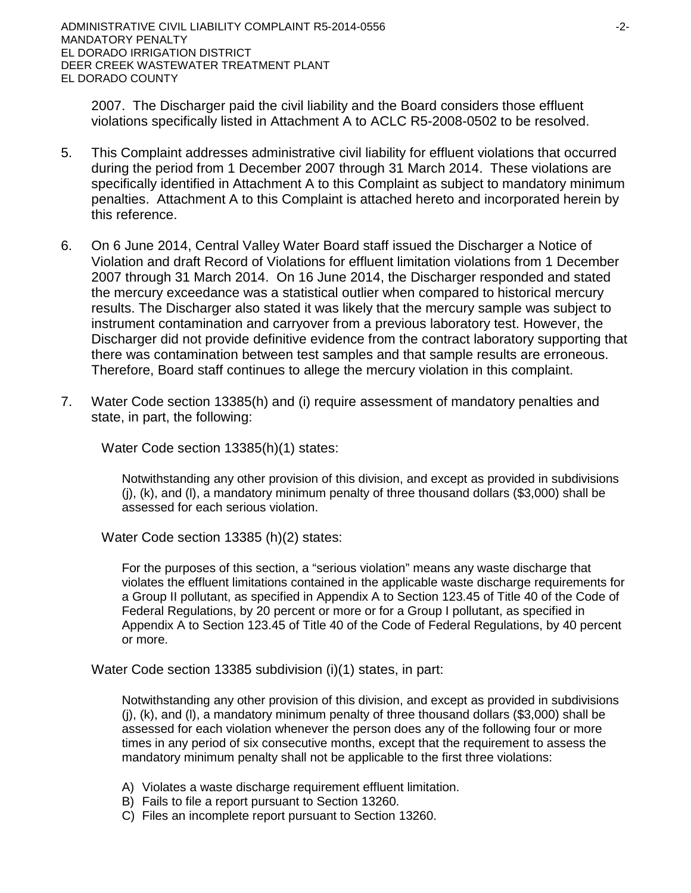2007. The Discharger paid the civil liability and the Board considers those effluent violations specifically listed in Attachment A to ACLC R5-2008-0502 to be resolved.

5. This Complaint addresses administrative civil liability for effluent violations that occurred during the period from 1 December 2007 through 31 March 2014. These violations are specifically identified in Attachment A to this Complaint as subject to mandatory minimum penalties. Attachment A to this Complaint is attached hereto and incorporated herein by this reference.

6. On 6 June 2014, Central Valley Water Board staff issued the Discharger a Notice of Violation and draft Record of Violations for effluent limitation violations from 1 December 2007 through 31 March 2014. On 16 June 2014, the Discharger responded and stated the mercury exceedance was a statistical outlier when compared to historical mercury results. The Discharger also stated it was likely that the mercury sample was subject to instrument contamination and carryover from a previous laboratory test. However, the Discharger did not provide definitive evidence from the contract laboratory supporting that there was contamination between test samples and that sample results are erroneous. Therefore, Board staff continues to allege the mercury violation in this complaint.

7. Water Code section 13385(h) and (i) require assessment of mandatory penalties and state, in part, the following:

   Water Code section 13385(h)(1) states:

   > Notwithstanding any other provision of this division, and except as provided in subdivisions (j), (k), and (l), a mandatory minimum penalty of three thousand dollars ($3,000) shall be assessed for each serious violation.

   Water Code section 13385 (h)(2) states:

   > For the purposes of this section, a "serious violation" means any waste discharge that violates the effluent limitations contained in the applicable waste discharge requirements for a Group II pollutant, as specified in Appendix A to Section 123.45 of Title 40 of the Code of Federal Regulations, by 20 percent or more or for a Group I pollutant, as specified in Appendix A to Section 123.45 of Title 40 of the Code of Federal Regulations, by 40 percent or more.

   Water Code section 13385 subdivision (i)(1) states, in part:

   > Notwithstanding any other provision of this division, and except as provided in subdivisions (j), (k), and (l), a mandatory minimum penalty of three thousand dollars ($3,000) shall be assessed for each violation whenever the person does any of the following four or more times in any period of six consecutive months, except that the requirement to assess the mandatory minimum penalty shall not be applicable to the first three violations:
   >
   > A) Violates a waste discharge requirement effluent limitation.
   > B) Fails to file a report pursuant to Section 13260.
   > C) Files an incomplete report pursuant to Section 13260.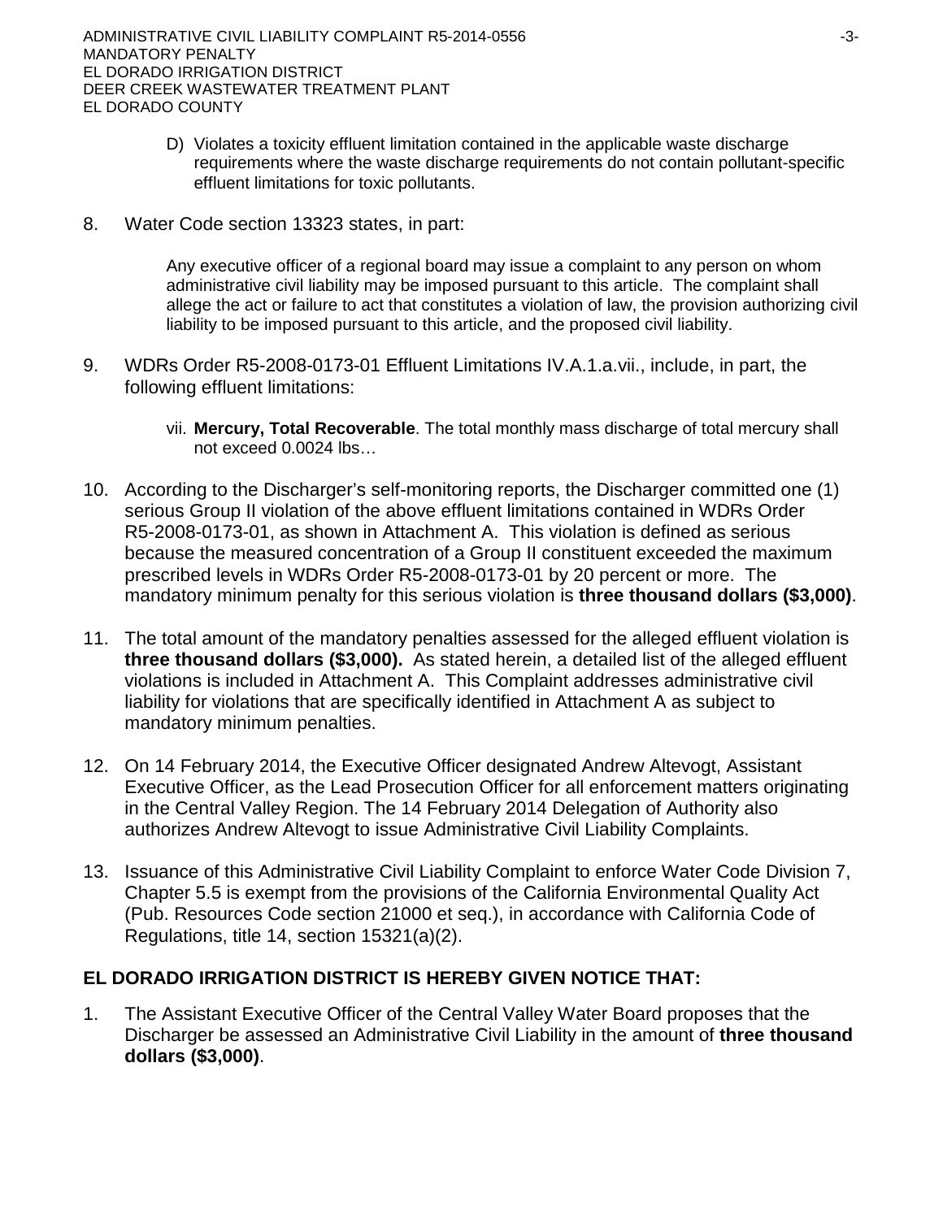D) Violates a toxicity effluent limitation contained in the applicable waste discharge requirements where the waste discharge requirements do not contain pollutant-specific effluent limitations for toxic pollutants.

8. Water Code section 13323 states, in part:

   Any executive officer of a regional board may issue a complaint to any person on whom administrative civil liability may be imposed pursuant to this article. The complaint shall allege the act or failure to act that constitutes a violation of law, the provision authorizing civil liability to be imposed pursuant to this article, and the proposed civil liability.

9. WDRs Order R5-2008-0173-01 Effluent Limitations IV.A.1.a.vii., include, in part, the following effluent limitations:

   vii. **Mercury, Total Recoverable**. The total monthly mass discharge of total mercury shall not exceed 0.0024 lbs…

10. According to the Discharger's self-monitoring reports, the Discharger committed one (1) serious Group II violation of the above effluent limitations contained in WDRs Order R5-2008-0173-01, as shown in Attachment A. This violation is defined as serious because the measured concentration of a Group II constituent exceeded the maximum prescribed levels in WDRs Order R5-2008-0173-01 by 20 percent or more. The mandatory minimum penalty for this serious violation is **three thousand dollars ($3,000)**.

11. The total amount of the mandatory penalties assessed for the alleged effluent violation is **three thousand dollars ($3,000).** As stated herein, a detailed list of the alleged effluent violations is included in Attachment A. This Complaint addresses administrative civil liability for violations that are specifically identified in Attachment A as subject to mandatory minimum penalties.

12. On 14 February 2014, the Executive Officer designated Andrew Altevogt, Assistant Executive Officer, as the Lead Prosecution Officer for all enforcement matters originating in the Central Valley Region. The 14 February 2014 Delegation of Authority also authorizes Andrew Altevogt to issue Administrative Civil Liability Complaints.

13. Issuance of this Administrative Civil Liability Complaint to enforce Water Code Division 7, Chapter 5.5 is exempt from the provisions of the California Environmental Quality Act (Pub. Resources Code section 21000 et seq.), in accordance with California Code of Regulations, title 14, section 15321(a)(2).

**EL DORADO IRRIGATION DISTRICT IS HEREBY GIVEN NOTICE THAT:**

1. The Assistant Executive Officer of the Central Valley Water Board proposes that the Discharger be assessed an Administrative Civil Liability in the amount of **three thousand dollars ($3,000)**.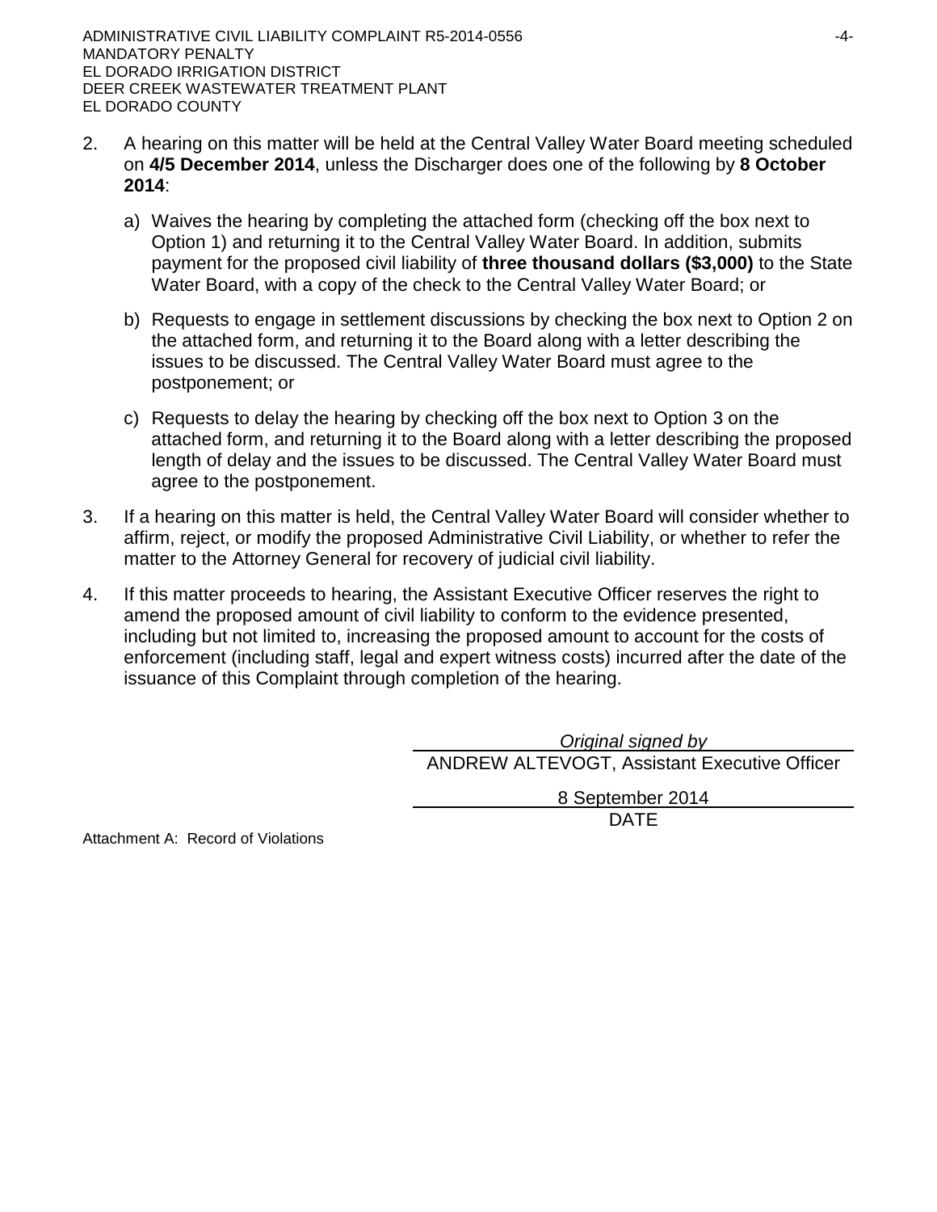2. A hearing on this matter will be held at the Central Valley Water Board meeting scheduled on **4/5 December 2014**, unless the Discharger does one of the following by **8 October 2014**:

   a) Waives the hearing by completing the attached form (checking off the box next to Option 1) and returning it to the Central Valley Water Board. In addition, submits payment for the proposed civil liability of **three thousand dollars ($3,000)** to the State Water Board, with a copy of the check to the Central Valley Water Board; or

   b) Requests to engage in settlement discussions by checking the box next to Option 2 on the attached form, and returning it to the Board along with a letter describing the issues to be discussed. The Central Valley Water Board must agree to the postponement; or

   c) Requests to delay the hearing by checking off the box next to Option 3 on the attached form, and returning it to the Board along with a letter describing the proposed length of delay and the issues to be discussed. The Central Valley Water Board must agree to the postponement.

3. If a hearing on this matter is held, the Central Valley Water Board will consider whether to affirm, reject, or modify the proposed Administrative Civil Liability, or whether to refer the matter to the Attorney General for recovery of judicial civil liability.

4. If this matter proceeds to hearing, the Assistant Executive Officer reserves the right to amend the proposed amount of civil liability to conform to the evidence presented, including but not limited to, increasing the proposed amount to account for the costs of enforcement (including staff, legal and expert witness costs) incurred after the date of the issuance of this Complaint through completion of the hearing.

*Original signed by*
ANDREW ALTEVOGT, Assistant Executive Officer

8 September 2014
DATE

Attachment A: Record of Violations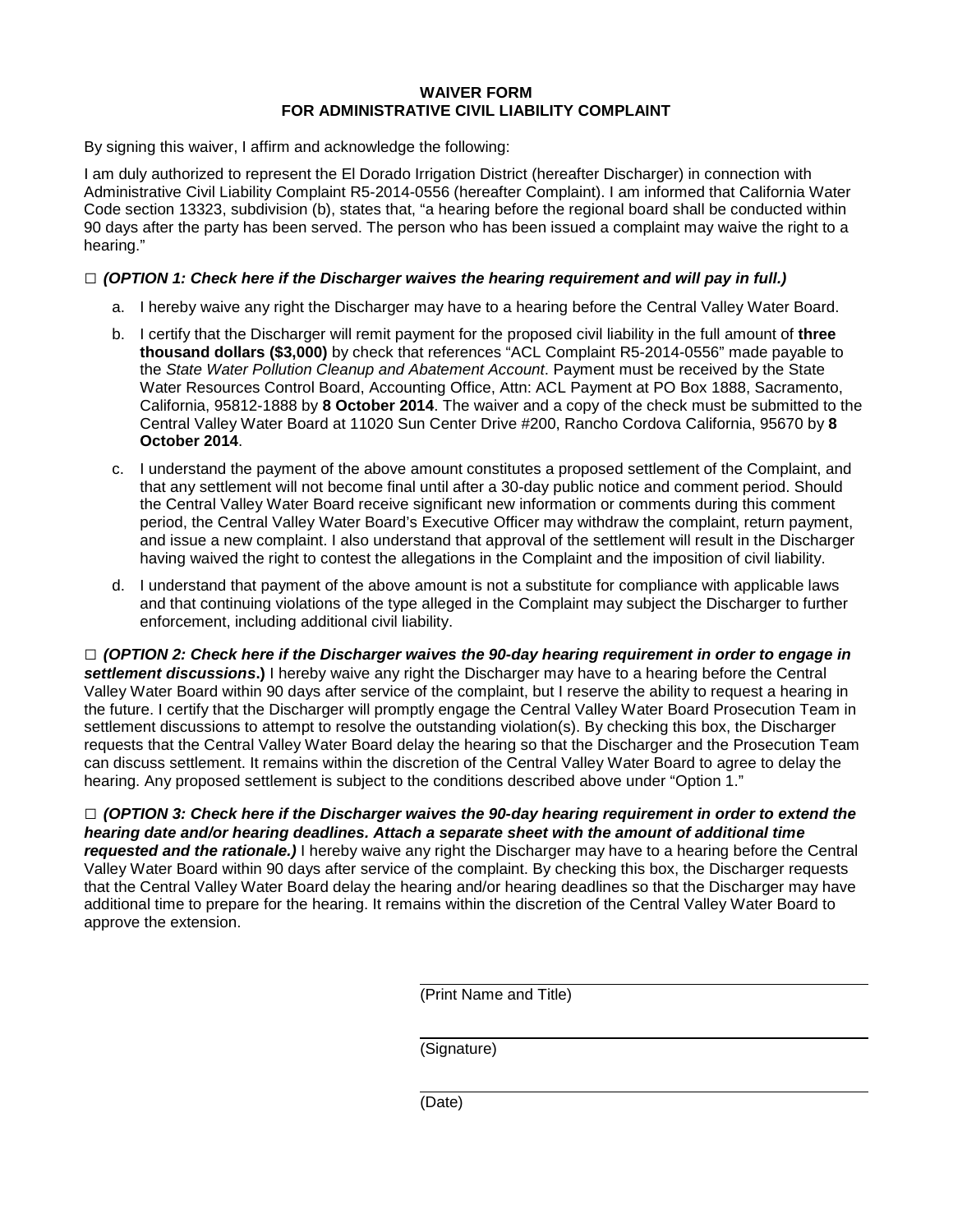# WAIVER FORM
# FOR ADMINISTRATIVE CIVIL LIABILITY COMPLAINT

By signing this waiver, I affirm and acknowledge the following:

I am duly authorized to represent the El Dorado Irrigation District (hereafter Discharger) in connection with Administrative Civil Liability Complaint R5-2014-0556 (hereafter Complaint). I am informed that California Water Code section 13323, subdivision (b), states that, "a hearing before the regional board shall be conducted within 90 days after the party has been served. The person who has been issued a complaint may waive the right to a hearing."

□ ***(OPTION 1: Check here if the Discharger waives the hearing requirement and will pay in full.)***

a. I hereby waive any right the Discharger may have to a hearing before the Central Valley Water Board.

b. I certify that the Discharger will remit payment for the proposed civil liability in the full amount of **three thousand dollars ($3,000)** by check that references "ACL Complaint R5-2014-0556" made payable to the *State Water Pollution Cleanup and Abatement Account*. Payment must be received by the State Water Resources Control Board, Accounting Office, Attn: ACL Payment at PO Box 1888, Sacramento, California, 95812-1888 by **8 October 2014**. The waiver and a copy of the check must be submitted to the Central Valley Water Board at 11020 Sun Center Drive #200, Rancho Cordova California, 95670 by **8 October 2014**.

c. I understand the payment of the above amount constitutes a proposed settlement of the Complaint, and that any settlement will not become final until after a 30-day public notice and comment period. Should the Central Valley Water Board receive significant new information or comments during this comment period, the Central Valley Water Board's Executive Officer may withdraw the complaint, return payment, and issue a new complaint. I also understand that approval of the settlement will result in the Discharger having waived the right to contest the allegations in the Complaint and the imposition of civil liability.

d. I understand that payment of the above amount is not a substitute for compliance with applicable laws and that continuing violations of the type alleged in the Complaint may subject the Discharger to further enforcement, including additional civil liability.

□ ***(OPTION 2: Check here if the Discharger waives the 90-day hearing requirement in order to engage in settlement discussions*.)** I hereby waive any right the Discharger may have to a hearing before the Central Valley Water Board within 90 days after service of the complaint, but I reserve the ability to request a hearing in the future. I certify that the Discharger will promptly engage the Central Valley Water Board Prosecution Team in settlement discussions to attempt to resolve the outstanding violation(s). By checking this box, the Discharger requests that the Central Valley Water Board delay the hearing so that the Discharger and the Prosecution Team can discuss settlement. It remains within the discretion of the Central Valley Water Board to agree to delay the hearing. Any proposed settlement is subject to the conditions described above under "Option 1."

□ ***(OPTION 3: Check here if the Discharger waives the 90-day hearing requirement in order to extend the hearing date and/or hearing deadlines. Attach a separate sheet with the amount of additional time requested and the rationale.)*** I hereby waive any right the Discharger may have to a hearing before the Central Valley Water Board within 90 days after service of the complaint. By checking this box, the Discharger requests that the Central Valley Water Board delay the hearing and/or hearing deadlines so that the Discharger may have additional time to prepare for the hearing. It remains within the discretion of the Central Valley Water Board to approve the extension.

_______________________________
(Print Name and Title)

_______________________________
(Signature)

_______________________________
(Date)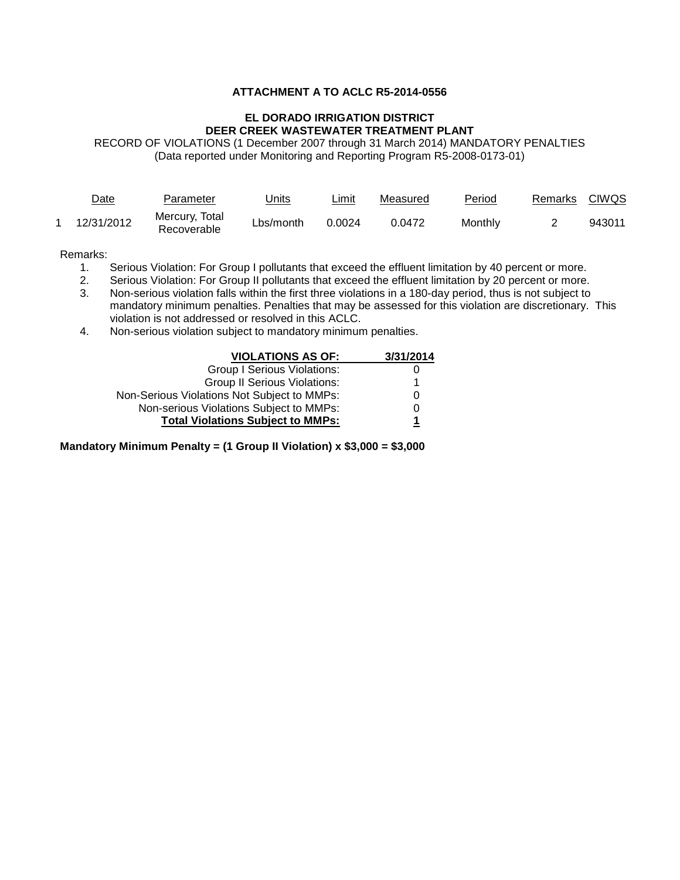**ATTACHMENT A TO ACLC R5-2014-0556**

**EL DORADO IRRIGATION DISTRICT**
**DEER CREEK WASTEWATER TREATMENT PLANT**
RECORD OF VIOLATIONS (1 December 2007 through 31 March 2014) MANDATORY PENALTIES
(Data reported under Monitoring and Reporting Program R5-2008-0173-01)

| | Date | Parameter | Units | Limit | Measured | Period | Remarks | CIWQS |
|---|---|---|---|---|---|---|---|---|
| 1 | 12/31/2012 | Mercury, Total Recoverable | Lbs/month | 0.0024 | 0.0472 | Monthly | 2 | 943011 |

Remarks:

1. Serious Violation: For Group I pollutants that exceed the effluent limitation by 40 percent or more.
2. Serious Violation: For Group II pollutants that exceed the effluent limitation by 20 percent or more.
3. Non-serious violation falls within the first three violations in a 180-day period, thus is not subject to mandatory minimum penalties. Penalties that may be assessed for this violation are discretionary. This violation is not addressed or resolved in this ACLC.
4. Non-serious violation subject to mandatory minimum penalties.

| VIOLATIONS AS OF: | 3/31/2014 |
|---|---|
| Group I Serious Violations: | 0 |
| Group II Serious Violations: | 1 |
| Non-Serious Violations Not Subject to MMPs: | 0 |
| Non-serious Violations Subject to MMPs: | 0 |
| **Total Violations Subject to MMPs:** | **1** |

**Mandatory Minimum Penalty = (1 Group II Violation) x $3,000 = $3,000**